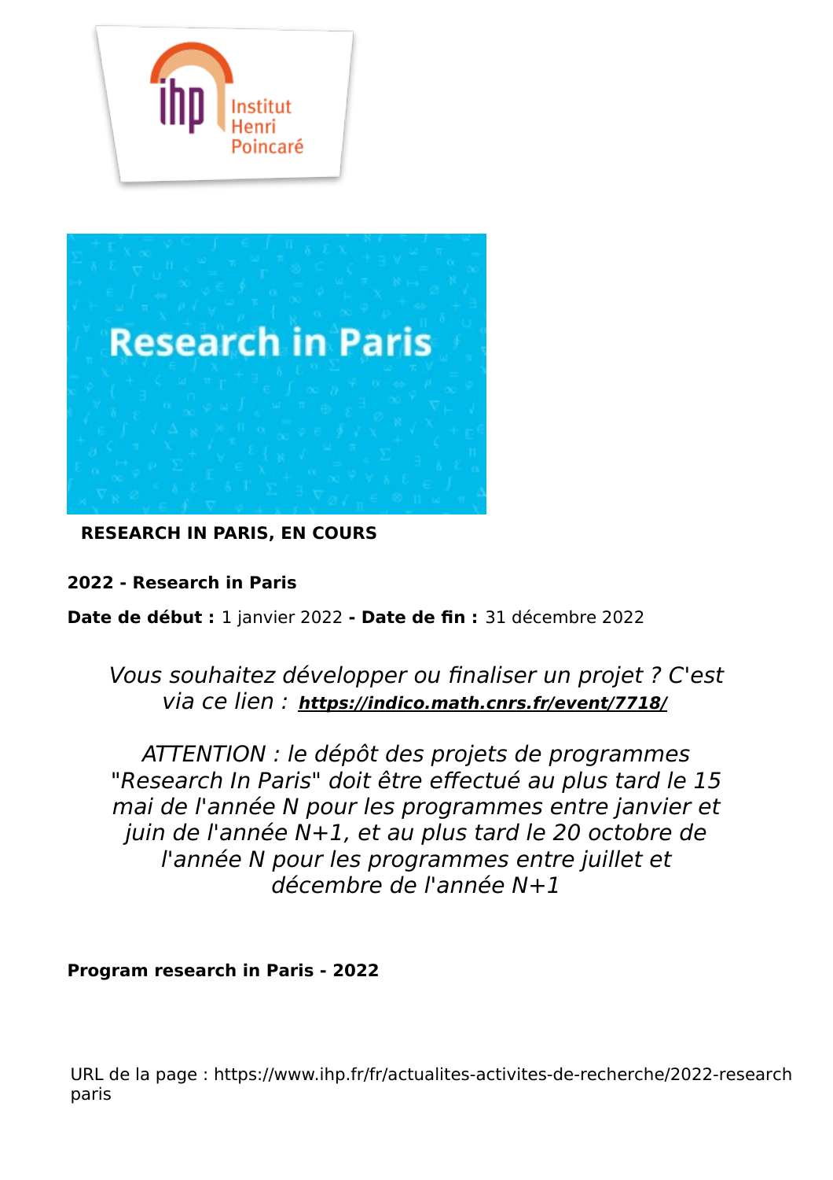**RESEARCH IN PARIS, EN COURS**

**2022 - Research in Paris**

**Date de début :** 1 janvier 2022 **- Date de fin :** 31 décembre 2022

*Vous souhaitez développer ou finaliser un projet ? C'est via ce lien :* ***https://indico.math.cnrs.fr/event/7718/***

*ATTENTION : le dépôt des projets de programmes "Research In Paris" doit être effectué au plus tard le 15 mai de l'année N pour les programmes entre janvier et juin de l'année N+1, et au plus tard le 20 octobre de l'année N pour les programmes entre juillet et décembre de l'année N+1*

**Program research in Paris - 2022**

URL de la page : https://www.ihp.fr/fr/actualites-activites-de-recherche/2022-research paris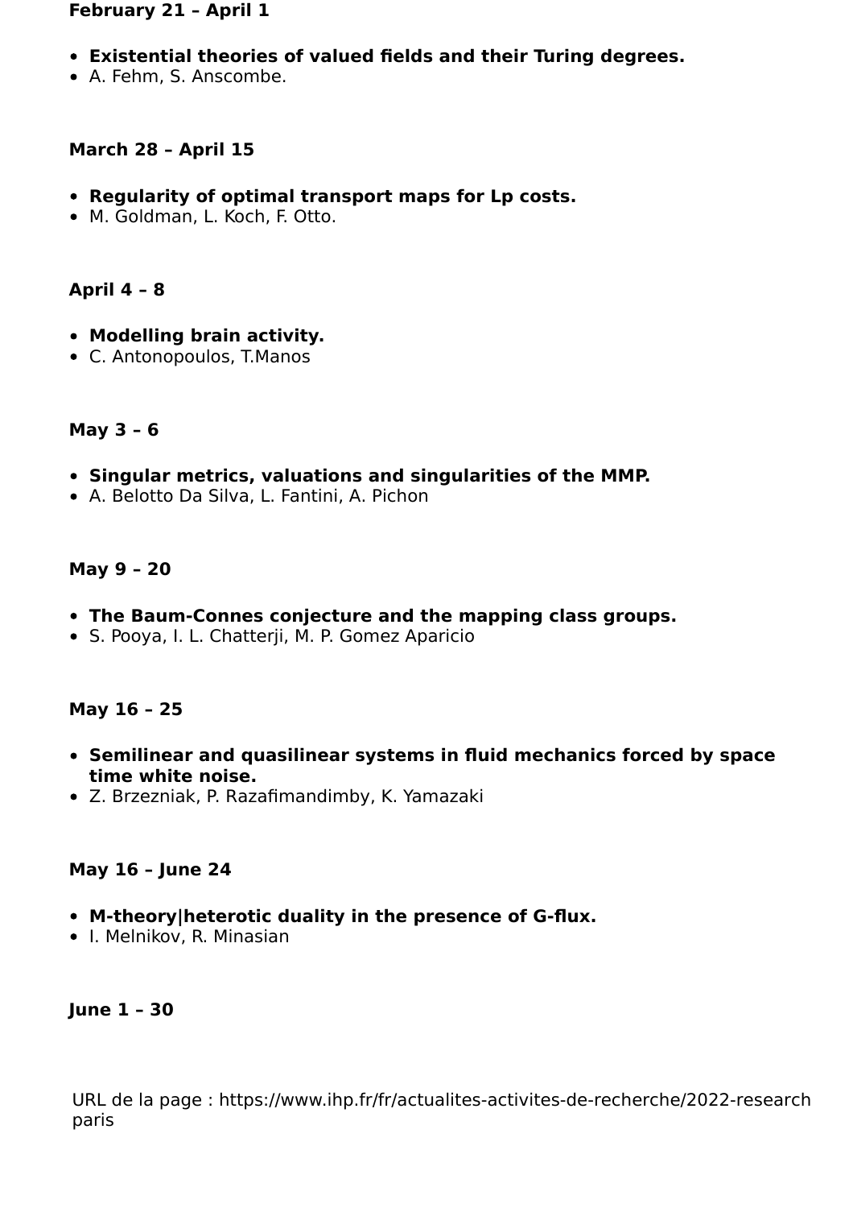**February 21 – April 1**

- **Existential theories of valued fields and their Turing degrees.**
- A. Fehm, S. Anscombe.

**March 28 – April 15**

- **Regularity of optimal transport maps for Lp costs.**
- M. Goldman, L. Koch, F. Otto.

**April 4 – 8**

- **Modelling brain activity.**
- C. Antonopoulos, T.Manos

**May 3 – 6**

- **Singular metrics, valuations and singularities of the MMP.**
- A. Belotto Da Silva, L. Fantini, A. Pichon

**May 9 – 20**

- **The Baum-Connes conjecture and the mapping class groups.**
- S. Pooya, I. L. Chatterji, M. P. Gomez Aparicio

**May 16 – 25**

- **Semilinear and quasilinear systems in fluid mechanics forced by space time white noise.**
- Z. Brzezniak, P. Razafimandimby, K. Yamazaki

**May 16 – June 24**

- **M-theory|heterotic duality in the presence of G-flux.**
- I. Melnikov, R. Minasian

**June 1 – 30**

URL de la page : https://www.ihp.fr/fr/actualites-activites-de-recherche/2022-research paris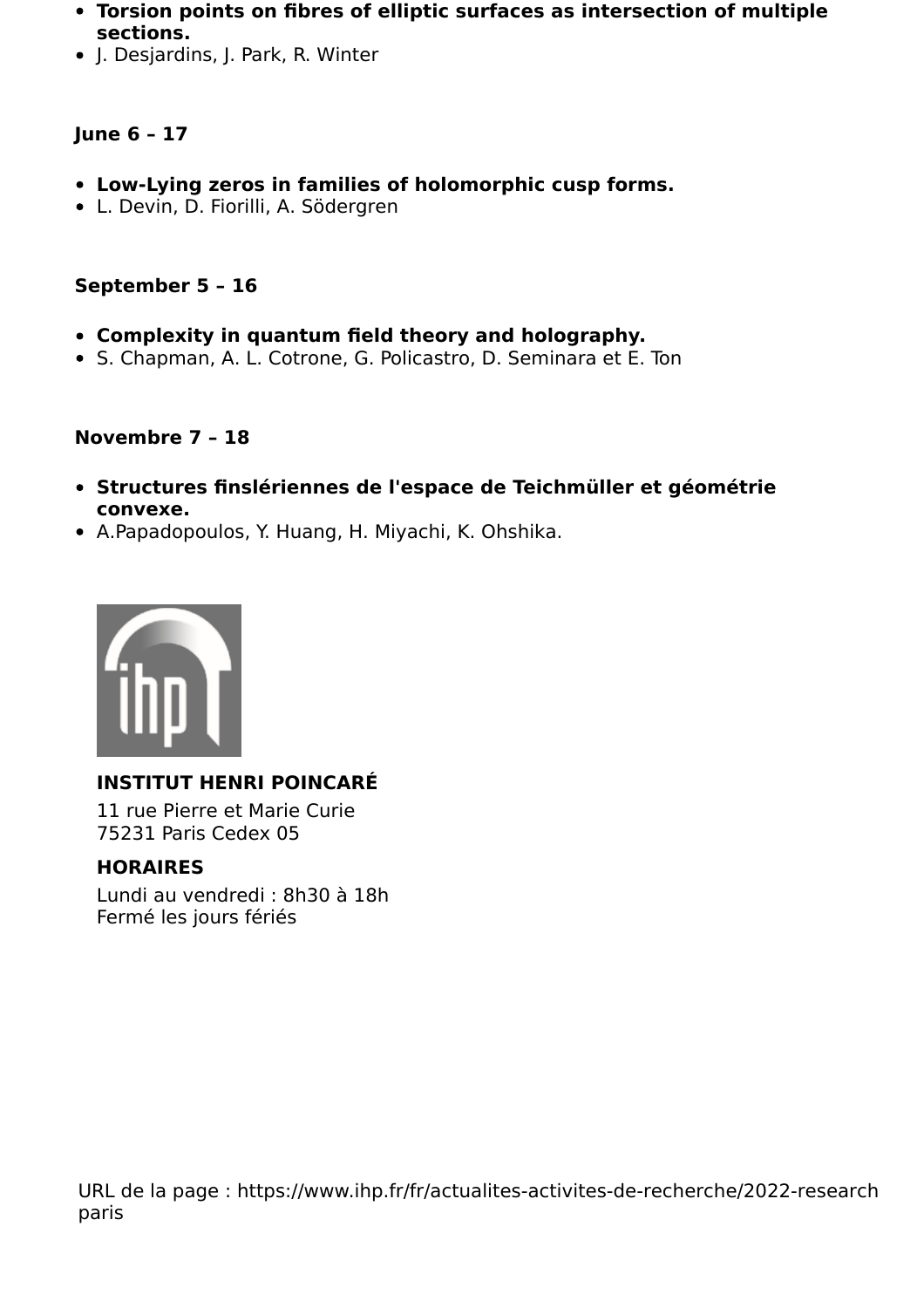- **Torsion points on fibres of elliptic surfaces as intersection of multiple sections.**
- J. Desjardins, J. Park, R. Winter

**June 6 – 17**

- **Low-Lying zeros in families of holomorphic cusp forms.**
- L. Devin, D. Fiorilli, A. Södergren

**September 5 – 16**

- **Complexity in quantum field theory and holography.**
- S. Chapman, A. L. Cotrone, G. Policastro, D. Seminara et E. Ton

**Novembre 7 – 18**

- **Structures finslériennes de l'espace de Teichmüller et géométrie convexe.**
- A.Papadopoulos, Y. Huang, H. Miyachi, K. Ohshika.

**INSTITUT HENRI POINCARÉ**

11 rue Pierre et Marie Curie
75231 Paris Cedex 05

**HORAIRES**

Lundi au vendredi : 8h30 à 18h
Fermé les jours fériés

URL de la page : https://www.ihp.fr/fr/actualites-activites-de-recherche/2022-research paris